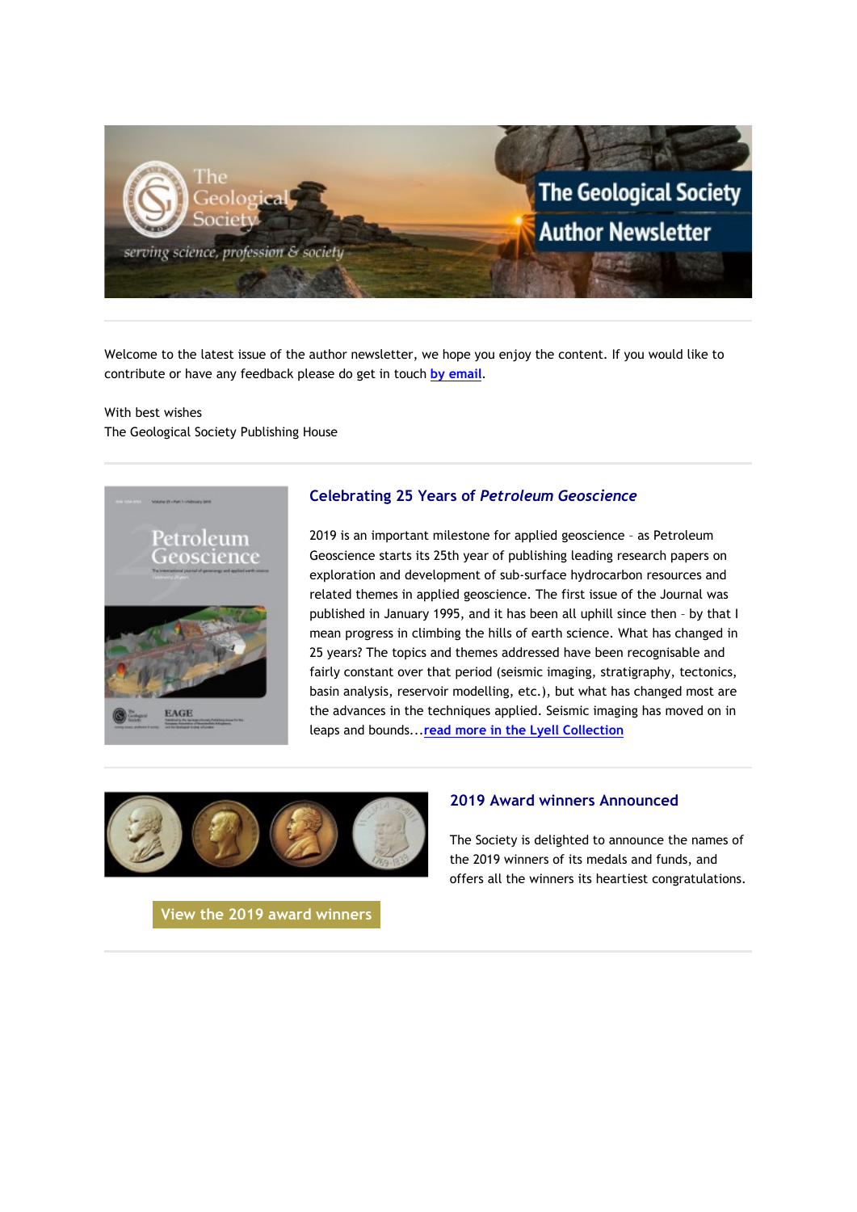# The Geological Society Author Newsletter

Welcome to the latest issue of the author newsletter, we hope you enjoy the content. If you would like to contribute or have any feedback please do get in touch by email.

With best wishes
The Geological Society Publishing House

## Celebrating 25 Years of *Petroleum Geoscience*

2019 is an important milestone for applied geoscience – as Petroleum Geoscience starts its 25th year of publishing leading research papers on exploration and development of sub-surface hydrocarbon resources and related themes in applied geoscience. The first issue of the Journal was published in January 1995, and it has been all uphill since then – by that I mean progress in climbing the hills of earth science. What has changed in 25 years? The topics and themes addressed have been recognisable and fairly constant over that period (seismic imaging, stratigraphy, tectonics, basin analysis, reservoir modelling, etc.), but what has changed most are the advances in the techniques applied. Seismic imaging has moved on in leaps and bounds...read more in the Lyell Collection

## 2019 Award winners Announced

The Society is delighted to announce the names of the 2019 winners of its medals and funds, and offers all the winners its heartiest congratulations.

View the 2019 award winners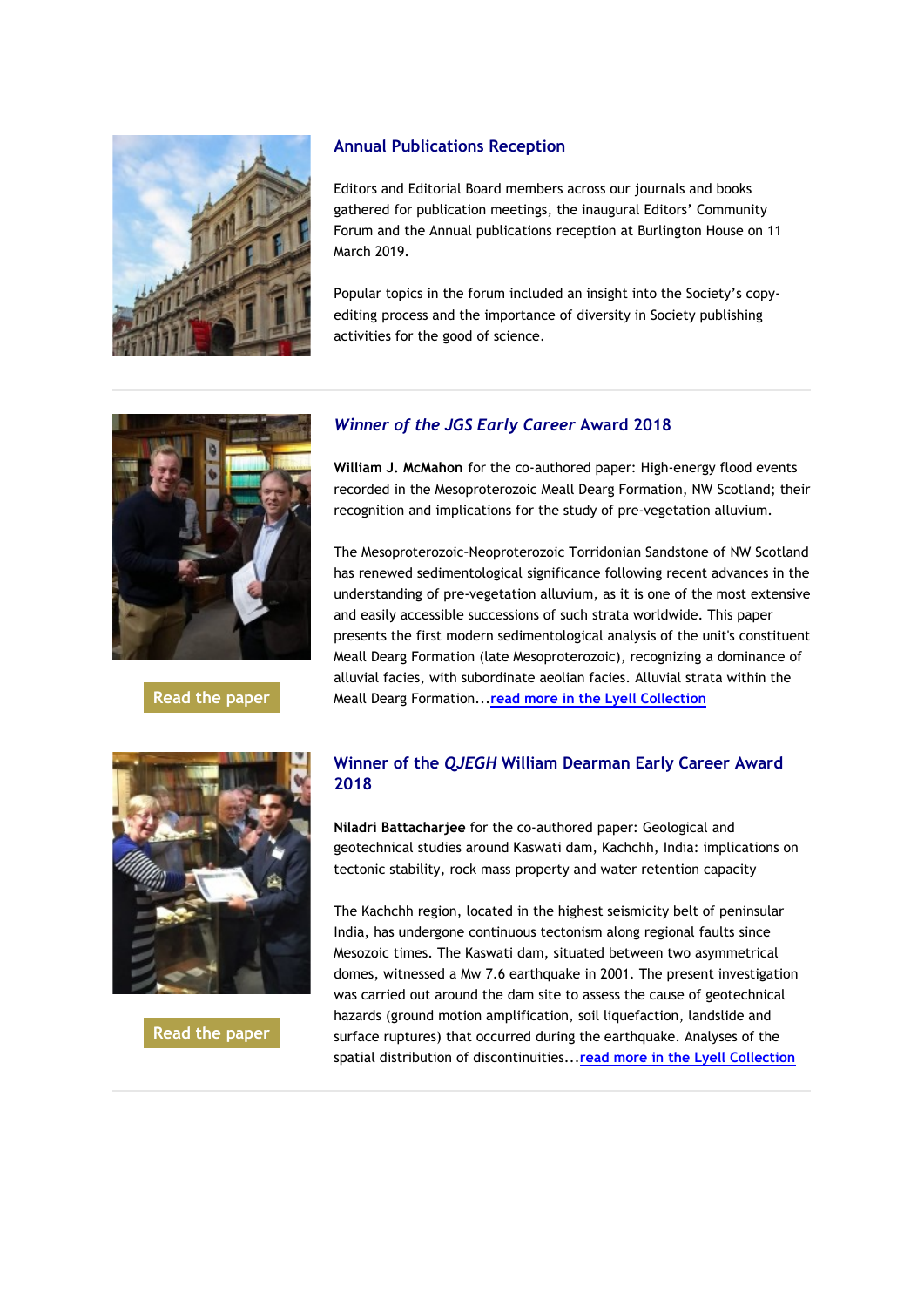### Annual Publications Reception

Editors and Editorial Board members across our journals and books gathered for publication meetings, the inaugural Editors' Community Forum and the Annual publications reception at Burlington House on 11 March 2019.

Popular topics in the forum included an insight into the Society's copy-editing process and the importance of diversity in Society publishing activities for the good of science.

---

### *Winner of the JGS Early Career* Award 2018

**William J. McMahon** for the co-authored paper: High-energy flood events recorded in the Mesoproterozoic Meall Dearg Formation, NW Scotland; their recognition and implications for the study of pre-vegetation alluvium.

The Mesoproterozoic–Neoproterozoic Torridonian Sandstone of NW Scotland has renewed sedimentological significance following recent advances in the understanding of pre-vegetation alluvium, as it is one of the most extensive and easily accessible successions of such strata worldwide. This paper presents the first modern sedimentological analysis of the unit's constituent Meall Dearg Formation (late Mesoproterozoic), recognizing a dominance of alluvial facies, with subordinate aeolian facies. Alluvial strata within the Meall Dearg Formation...[read more in the Lyell Collection]

Read the paper

### Winner of the *QJEGH* William Dearman Early Career Award 2018

**Niladri Battacharjee** for the co-authored paper: Geological and geotechnical studies around Kaswati dam, Kachchh, India: implications on tectonic stability, rock mass property and water retention capacity

The Kachchh region, located in the highest seismicity belt of peninsular India, has undergone continuous tectonism along regional faults since Mesozoic times. The Kaswati dam, situated between two asymmetrical domes, witnessed a Mw 7.6 earthquake in 2001. The present investigation was carried out around the dam site to assess the cause of geotechnical hazards (ground motion amplification, soil liquefaction, landslide and surface ruptures) that occurred during the earthquake. Analyses of the spatial distribution of discontinuities...[read more in the Lyell Collection]

Read the paper

---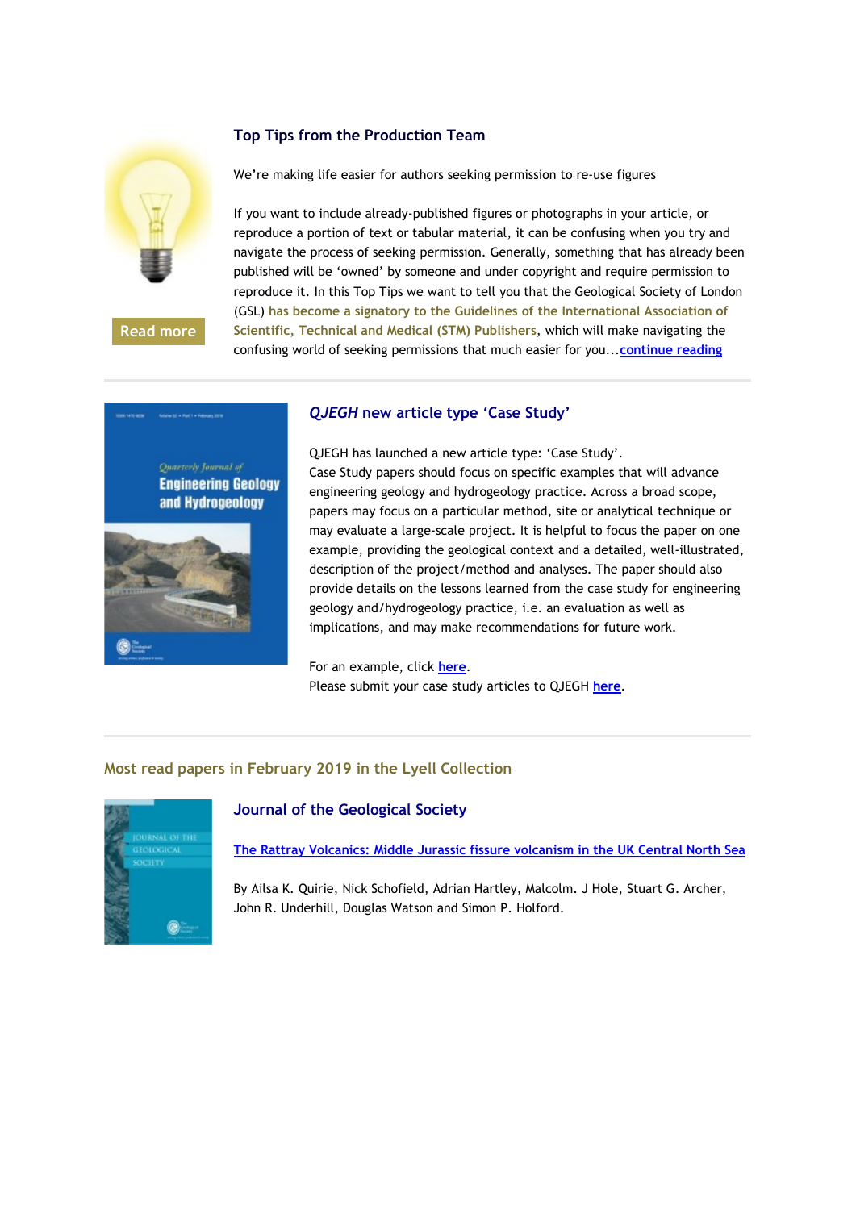### Top Tips from the Production Team

We're making life easier for authors seeking permission to re-use figures

If you want to include already-published figures or photographs in your article, or reproduce a portion of text or tabular material, it can be confusing when you try and navigate the process of seeking permission. Generally, something that has already been published will be 'owned' by someone and under copyright and require permission to reproduce it. In this Top Tips we want to tell you that the Geological Society of London (GSL) **has become a signatory to the Guidelines of the International Association of Scientific, Technical and Medical (STM) Publishers**, which will make navigating the confusing world of seeking permissions that much easier for you...continue reading

Read more

---

### *QJEGH* new article type 'Case Study'

QJEGH has launched a new article type: 'Case Study'.
Case Study papers should focus on specific examples that will advance engineering geology and hydrogeology practice. Across a broad scope, papers may focus on a particular method, site or analytical technique or may evaluate a large-scale project. It is helpful to focus the paper on one example, providing the geological context and a detailed, well-illustrated, description of the project/method and analyses. The paper should also provide details on the lessons learned from the case study for engineering geology and/hydrogeology practice, i.e. an evaluation as well as implications, and may make recommendations for future work.

For an example, click here.
Please submit your case study articles to QJEGH here.

---

## Most read papers in February 2019 in the Lyell Collection

### Journal of the Geological Society

The Rattray Volcanics: Middle Jurassic fissure volcanism in the UK Central North Sea

By Ailsa K. Quirie, Nick Schofield, Adrian Hartley, Malcolm. J Hole, Stuart G. Archer, John R. Underhill, Douglas Watson and Simon P. Holford.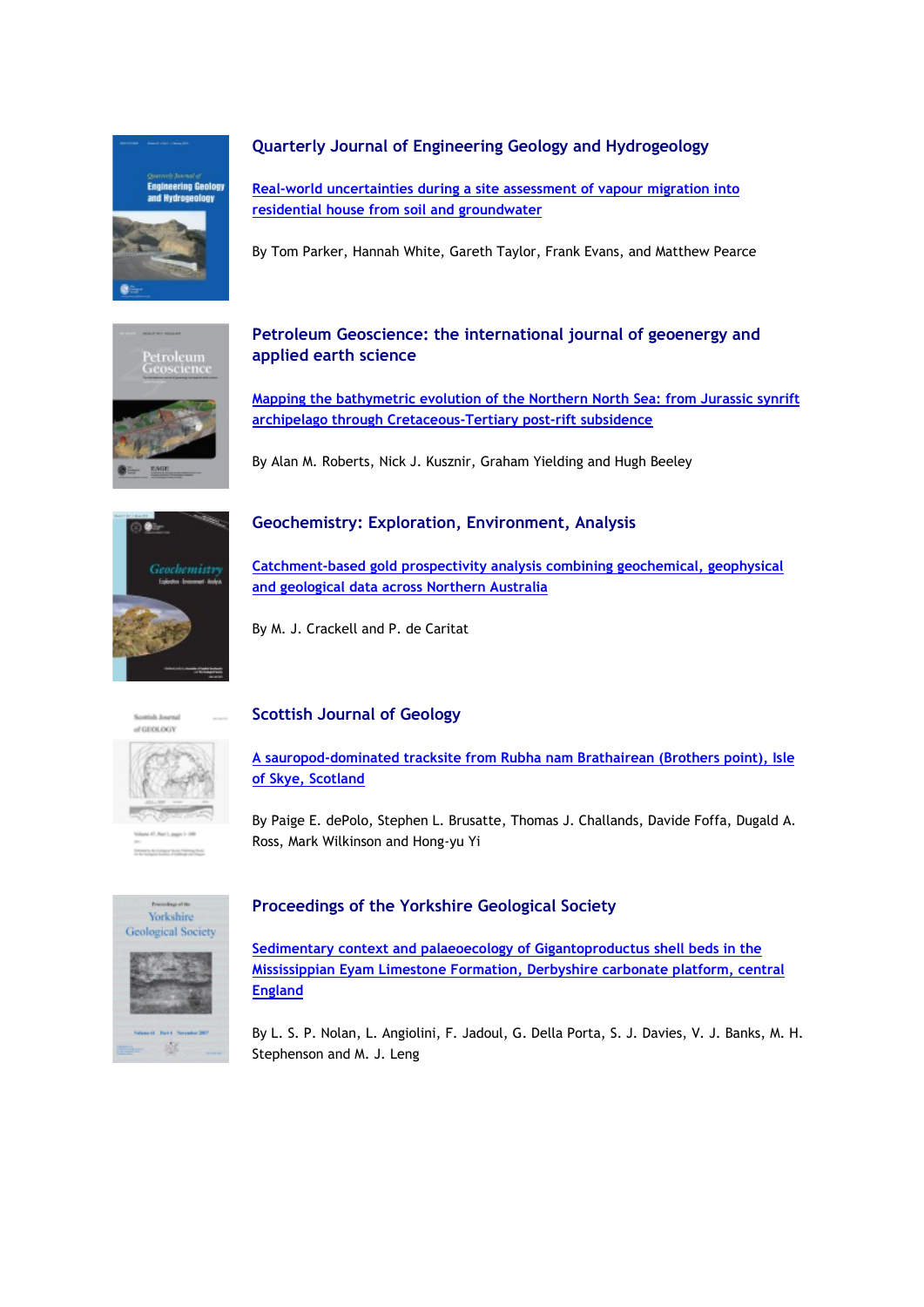## Quarterly Journal of Engineering Geology and Hydrogeology

[Real-world uncertainties during a site assessment of vapour migration into residential house from soil and groundwater]

By Tom Parker, Hannah White, Gareth Taylor, Frank Evans, and Matthew Pearce

## Petroleum Geoscience: the international journal of geoenergy and applied earth science

[Mapping the bathymetric evolution of the Northern North Sea: from Jurassic synrift archipelago through Cretaceous-Tertiary post-rift subsidence]

By Alan M. Roberts, Nick J. Kusznir, Graham Yielding and Hugh Beeley

## Geochemistry: Exploration, Environment, Analysis

[Catchment-based gold prospectivity analysis combining geochemical, geophysical and geological data across Northern Australia]

By M. J. Crackell and P. de Caritat

## Scottish Journal of Geology

[A sauropod-dominated tracksite from Rubha nam Brathairean (Brothers point), Isle of Skye, Scotland]

By Paige E. dePolo, Stephen L. Brusatte, Thomas J. Challands, Davide Foffa, Dugald A. Ross, Mark Wilkinson and Hong-yu Yi

## Proceedings of the Yorkshire Geological Society

[Sedimentary context and palaeoecology of Gigantoproductus shell beds in the Mississippian Eyam Limestone Formation, Derbyshire carbonate platform, central England]

By L. S. P. Nolan, L. Angiolini, F. Jadoul, G. Della Porta, S. J. Davies, V. J. Banks, M. H. Stephenson and M. J. Leng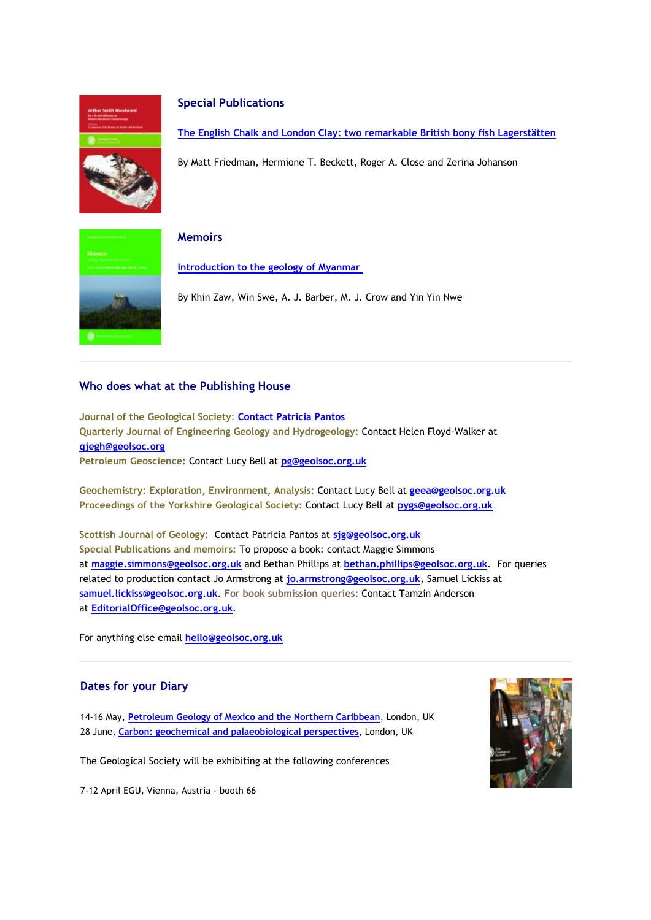## Special Publications

[The English Chalk and London Clay: two remarkable British bony fish Lagerstätten]

By Matt Friedman, Hermione T. Beckett, Roger A. Close and Zerina Johanson

## Memoirs

[Introduction to the geology of Myanmar]

By Khin Zaw, Win Swe, A. J. Barber, M. J. Crow and Yin Yin Nwe

## Who does what at the Publishing House

**Journal of the Geological Society**: Contact Patricia Pantos
**Quarterly Journal of Engineering Geology and Hydrogeology:** Contact Helen Floyd-Walker at qjegh@geolsoc.org
**Petroleum Geoscience:** Contact Lucy Bell at pg@geolsoc.org.uk

**Geochemistry: Exploration, Environment, Analysis:** Contact Lucy Bell at geea@geolsoc.org.uk
**Proceedings of the Yorkshire Geological Society:** Contact Lucy Bell at pygs@geolsoc.org.uk

**Scottish Journal of Geology:** Contact Patricia Pantos at sjg@geolsoc.org.uk
**Special Publications and memoirs:** To propose a book: contact Maggie Simmons at maggie.simmons@geolsoc.org.uk and Bethan Phillips at bethan.phillips@geolsoc.org.uk. For queries related to production contact Jo Armstrong at jo.armstrong@geolsoc.org.uk, Samuel Lickiss at samuel.lickiss@geolsoc.org.uk. **For book submission queries:** Contact Tamzin Anderson at EditorialOffice@geolsoc.org.uk.

For anything else email hello@geolsoc.org.uk

## Dates for your Diary

14-16 May, Petroleum Geology of Mexico and the Northern Caribbean, London, UK
28 June, Carbon: geochemical and palaeobiological perspectives, London, UK

The Geological Society will be exhibiting at the following conferences

7-12 April EGU, Vienna, Austria - booth 66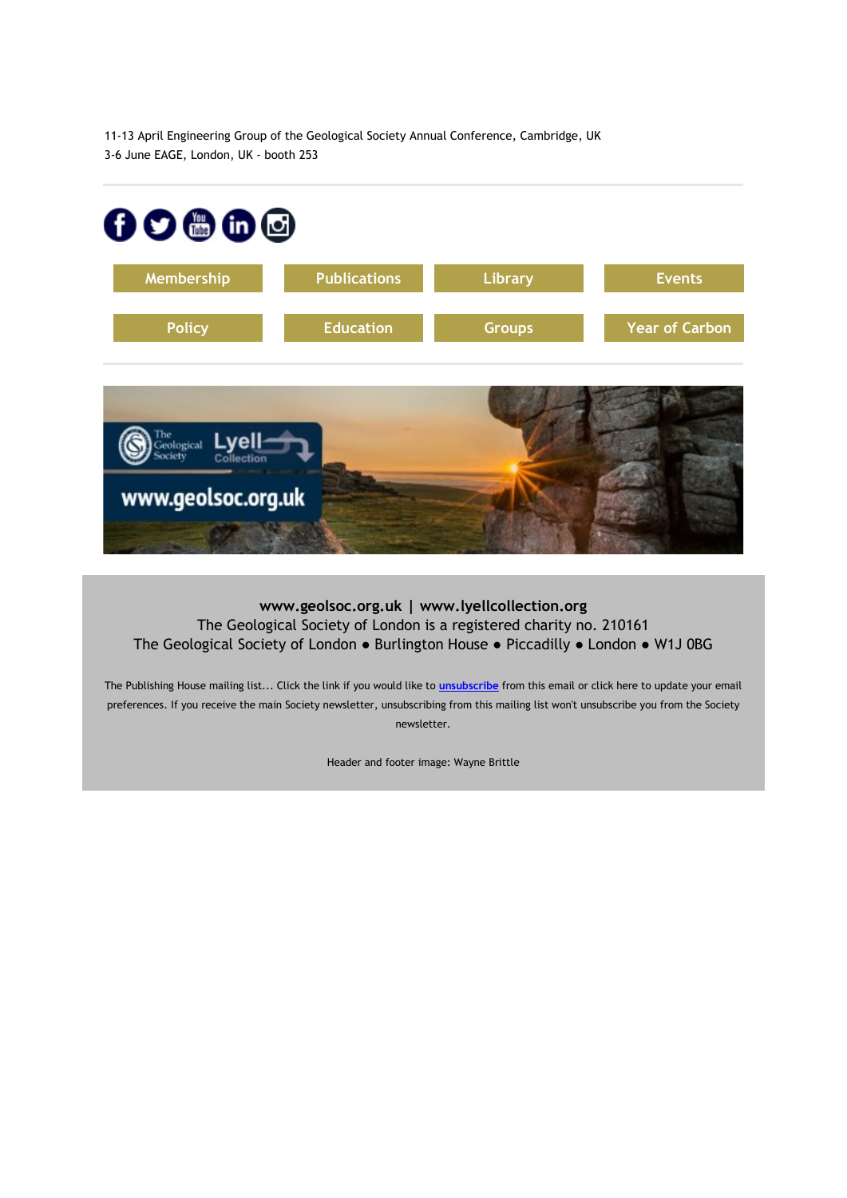11-13 April Engineering Group of the Geological Society Annual Conference, Cambridge, UK
3-6 June EAGE, London, UK - booth 253

---

Membership | Publications | Library | Events

Policy | Education | Groups | Year of Carbon

---

**www.geolsoc.org.uk | www.lyellcollection.org**
The Geological Society of London is a registered charity no. 210161
The Geological Society of London • Burlington House • Piccadilly • London • W1J 0BG

The Publishing House mailing list... Click the link if you would like to **unsubscribe** from this email or click here to update your email preferences. If you receive the main Society newsletter, unsubscribing from this mailing list won't unsubscribe you from the Society newsletter.

Header and footer image: Wayne Brittle